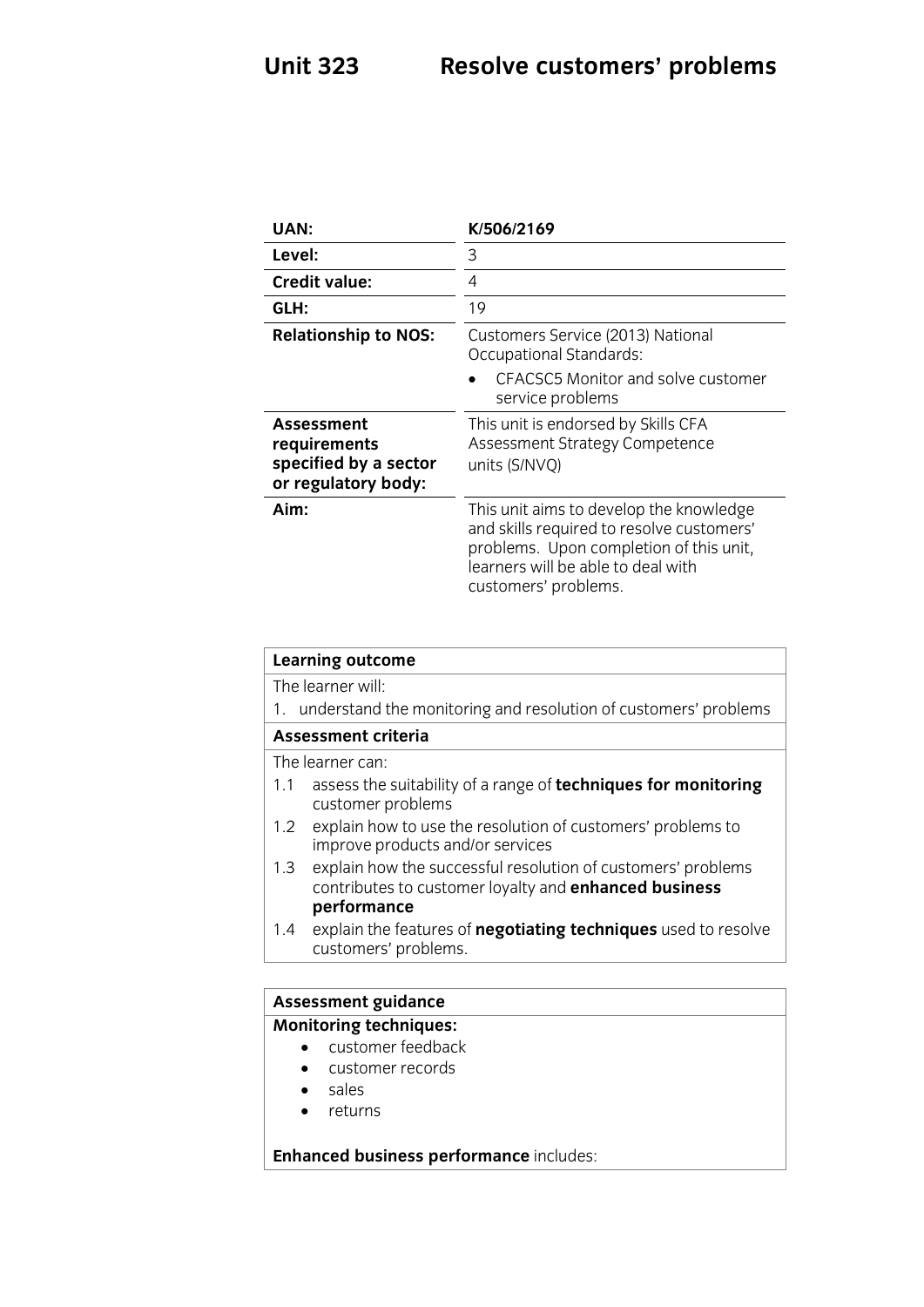# Unit 323 Resolve customers' problems

| | |
|---|---|
| **UAN:** | **K/506/2169** |
| **Level:** | 3 |
| **Credit value:** | 4 |
| **GLH:** | 19 |
| **Relationship to NOS:** | Customers Service (2013) National Occupational Standards:<br>• CFACSC5 Monitor and solve customer service problems |
| **Assessment requirements specified by a sector or regulatory body:** | This unit is endorsed by Skills CFA Assessment Strategy Competence units (S/NVQ) |
| **Aim:** | This unit aims to develop the knowledge and skills required to resolve customers' problems. Upon completion of this unit, learners will be able to deal with customers' problems. |

**Learning outcome**

The learner will:

1. understand the monitoring and resolution of customers' problems

**Assessment criteria**

The learner can:

1.1 assess the suitability of a range of **techniques for monitoring** customer problems

1.2 explain how to use the resolution of customers' problems to improve products and/or services

1.3 explain how the successful resolution of customers' problems contributes to customer loyalty and **enhanced business performance**

1.4 explain the features of **negotiating techniques** used to resolve customers' problems.

**Assessment guidance**

**Monitoring techniques:**

- customer feedback
- customer records
- sales
- returns

**Enhanced business performance** includes: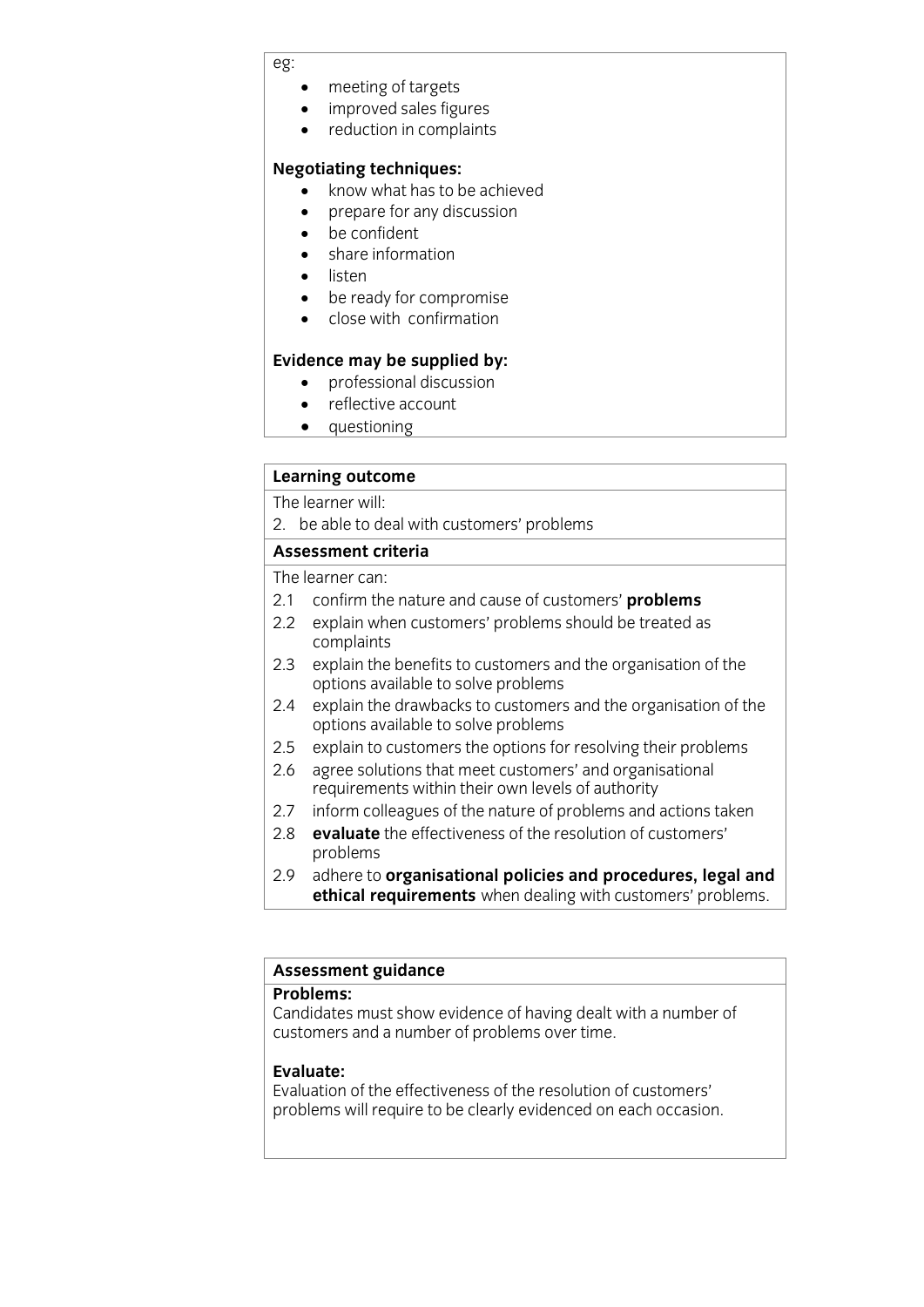eg:

- meeting of targets
- improved sales figures
- reduction in complaints

**Negotiating techniques:**

- know what has to be achieved
- prepare for any discussion
- be confident
- share information
- listen
- be ready for compromise
- close with confirmation

**Evidence may be supplied by:**

- professional discussion
- reflective account
- questioning

| **Learning outcome** |
| --- |
| The learner will:<br>2. be able to deal with customers' problems |
| **Assessment criteria** |
| The learner can:<br>2.1 confirm the nature and cause of customers' **problems**<br>2.2 explain when customers' problems should be treated as complaints<br>2.3 explain the benefits to customers and the organisation of the options available to solve problems<br>2.4 explain the drawbacks to customers and the organisation of the options available to solve problems<br>2.5 explain to customers the options for resolving their problems<br>2.6 agree solutions that meet customers' and organisational requirements within their own levels of authority<br>2.7 inform colleagues of the nature of problems and actions taken<br>2.8 **evaluate** the effectiveness of the resolution of customers' problems<br>2.9 adhere to **organisational policies and procedures, legal and ethical requirements** when dealing with customers' problems. |

**Assessment guidance**

**Problems:**
Candidates must show evidence of having dealt with a number of customers and a number of problems over time.

**Evaluate:**
Evaluation of the effectiveness of the resolution of customers' problems will require to be clearly evidenced on each occasion.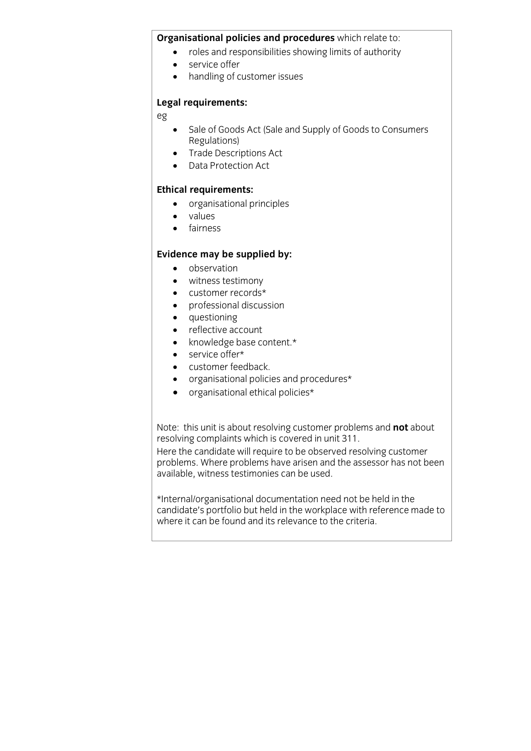**Organisational policies and procedures** which relate to:

- roles and responsibilities showing limits of authority
- service offer
- handling of customer issues

**Legal requirements:**

eg

- Sale of Goods Act (Sale and Supply of Goods to Consumers Regulations)
- Trade Descriptions Act
- Data Protection Act

**Ethical requirements:**

- organisational principles
- values
- fairness

**Evidence may be supplied by:**

- observation
- witness testimony
- customer records*
- professional discussion
- questioning
- reflective account
- knowledge base content.*
- service offer*
- customer feedback.
- organisational policies and procedures*
- organisational ethical policies*

Note: this unit is about resolving customer problems and **not** about resolving complaints which is covered in unit 311.

Here the candidate will require to be observed resolving customer problems. Where problems have arisen and the assessor has not been available, witness testimonies can be used.

*Internal/organisational documentation need not be held in the candidate's portfolio but held in the workplace with reference made to where it can be found and its relevance to the criteria.